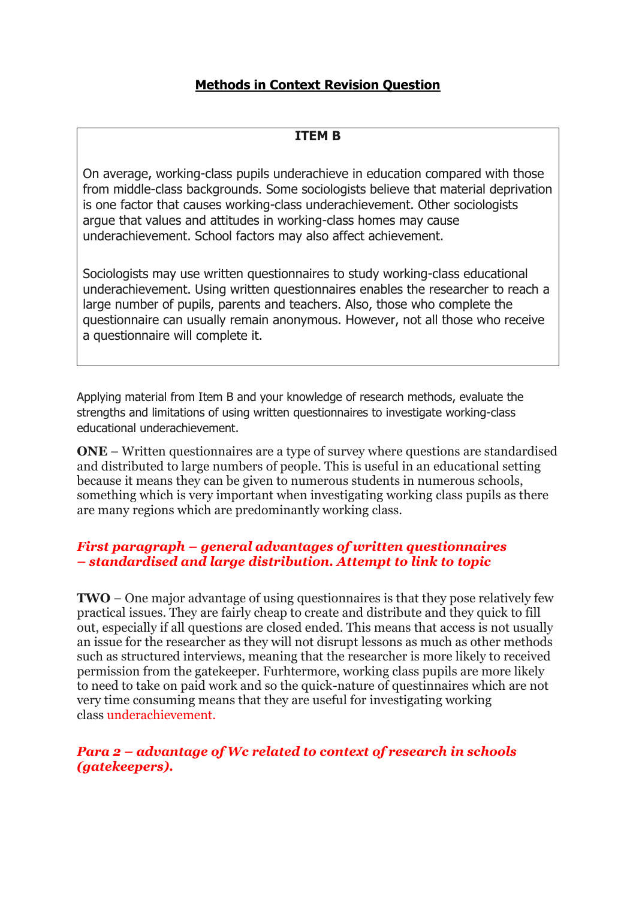## **Methods in Context Revision Question**

> **ITEM B**
>
> On average, working-class pupils underachieve in education compared with those from middle-class backgrounds. Some sociologists believe that material deprivation is one factor that causes working-class underachievement. Other sociologists argue that values and attitudes in working-class homes may cause underachievement. School factors may also affect achievement.
>
> Sociologists may use written questionnaires to study working-class educational underachievement. Using written questionnaires enables the researcher to reach a large number of pupils, parents and teachers. Also, those who complete the questionnaire can usually remain anonymous. However, not all those who receive a questionnaire will complete it.

Applying material from Item B and your knowledge of research methods, evaluate the strengths and limitations of using written questionnaires to investigate working-class educational underachievement.

**ONE** – Written questionnaires are a type of survey where questions are standardised and distributed to large numbers of people. This is useful in an educational setting because it means they can be given to numerous students in numerous schools, something which is very important when investigating working class pupils as there are many regions which are predominantly working class.

***First paragraph – general advantages of written questionnaires – standardised and large distribution. Attempt to link to topic***

**TWO** – One major advantage of using questionnaires is that they pose relatively few practical issues. They are fairly cheap to create and distribute and they quick to fill out, especially if all questions are closed ended. This means that access is not usually an issue for the researcher as they will not disrupt lessons as much as other methods such as structured interviews, meaning that the researcher is more likely to received permission from the gatekeeper. Furhtermore, working class pupils are more likely to need to take on paid work and so the quick-nature of questinnaires which are not very time consuming means that they are useful for investigating working class underachievement.

***Para 2 – advantage of Wc related to context of research in schools (gatekeepers).***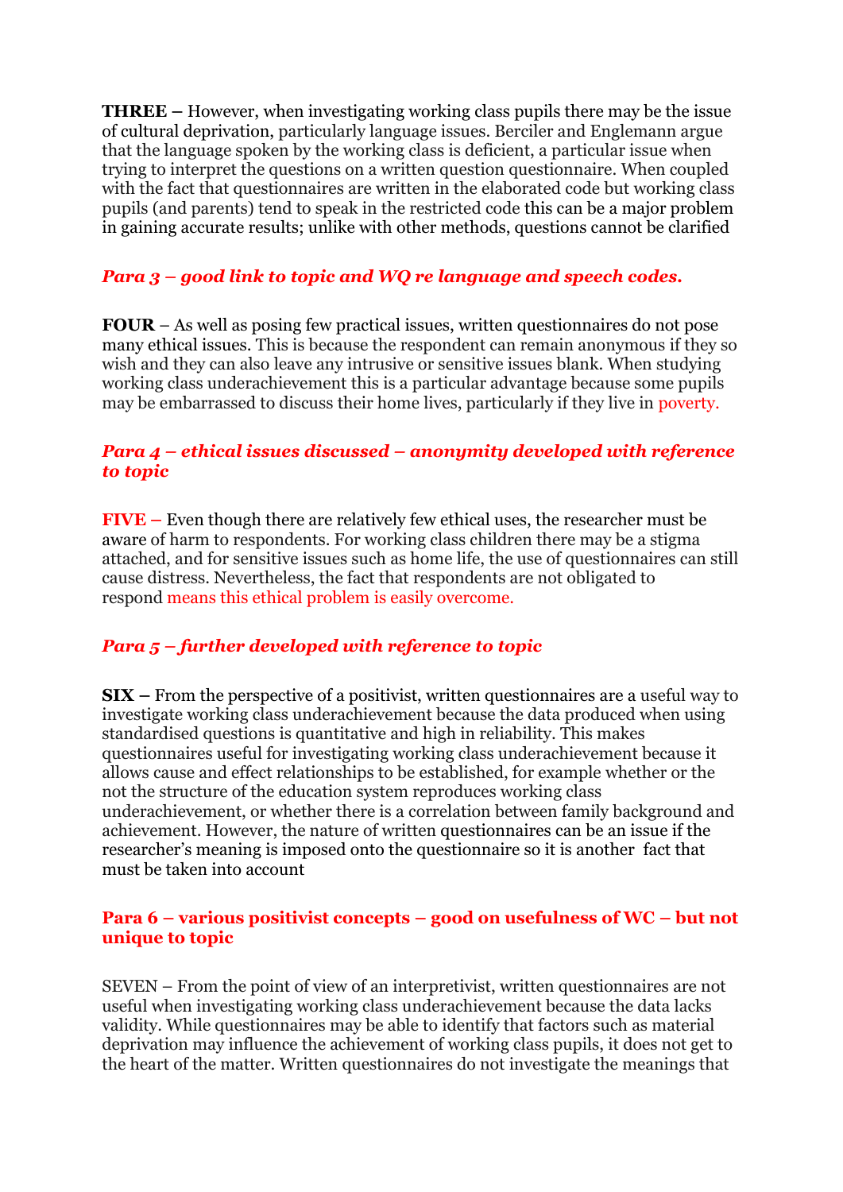**THREE –** However, when investigating working class pupils there may be the issue of cultural deprivation, particularly language issues. Berciler and Englemann argue that the language spoken by the working class is deficient, a particular issue when trying to interpret the questions on a written question questionnaire. When coupled with the fact that questionnaires are written in the elaborated code but working class pupils (and parents) tend to speak in the restricted code this can be a major problem in gaining accurate results; unlike with other methods, questions cannot be clarified

***Para 3 – good link to topic and WQ re language and speech codes.***

**FOUR** – As well as posing few practical issues, written questionnaires do not pose many ethical issues. This is because the respondent can remain anonymous if they so wish and they can also leave any intrusive or sensitive issues blank. When studying working class underachievement this is a particular advantage because some pupils may be embarrassed to discuss their home lives, particularly if they live in poverty.

***Para 4 – ethical issues discussed – anonymity developed with reference to topic***

**FIVE –** Even though there are relatively few ethical uses, the researcher must be aware of harm to respondents. For working class children there may be a stigma attached, and for sensitive issues such as home life, the use of questionnaires can still cause distress. Nevertheless, the fact that respondents are not obligated to respond means this ethical problem is easily overcome.

***Para 5 – further developed with reference to topic***

**SIX –** From the perspective of a positivist, written questionnaires are a useful way to investigate working class underachievement because the data produced when using standardised questions is quantitative and high in reliability. This makes questionnaires useful for investigating working class underachievement because it allows cause and effect relationships to be established, for example whether or the not the structure of the education system reproduces working class underachievement, or whether there is a correlation between family background and achievement. However, the nature of written questionnaires can be an issue if the researcher's meaning is imposed onto the questionnaire so it is another fact that must be taken into account

**Para 6 – various positivist concepts – good on usefulness of WC – but not unique to topic**

SEVEN – From the point of view of an interpretivist, written questionnaires are not useful when investigating working class underachievement because the data lacks validity. While questionnaires may be able to identify that factors such as material deprivation may influence the achievement of working class pupils, it does not get to the heart of the matter. Written questionnaires do not investigate the meanings that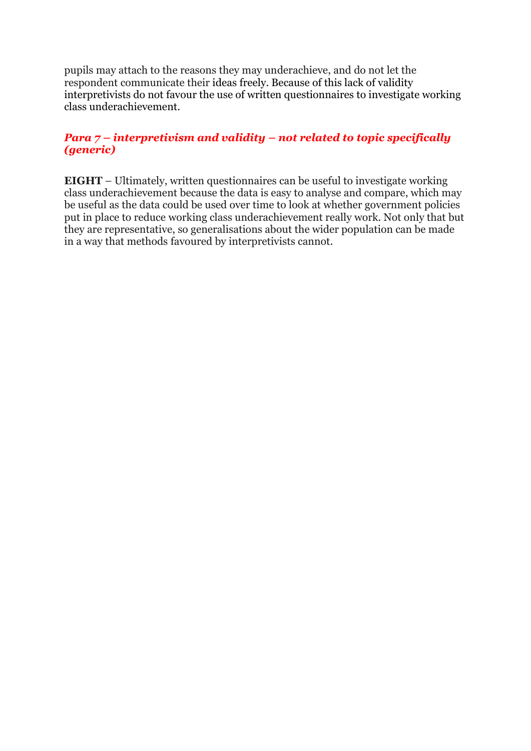pupils may attach to the reasons they may underachieve, and do not let the respondent communicate their ideas freely. Because of this lack of validity interpretivists do not favour the use of written questionnaires to investigate working class underachievement.

***Para 7 – interpretivism and validity – not related to topic specifically (generic)***

**EIGHT** – Ultimately, written questionnaires can be useful to investigate working class underachievement because the data is easy to analyse and compare, which may be useful as the data could be used over time to look at whether government policies put in place to reduce working class underachievement really work. Not only that but they are representative, so generalisations about the wider population can be made in a way that methods favoured by interpretivists cannot.